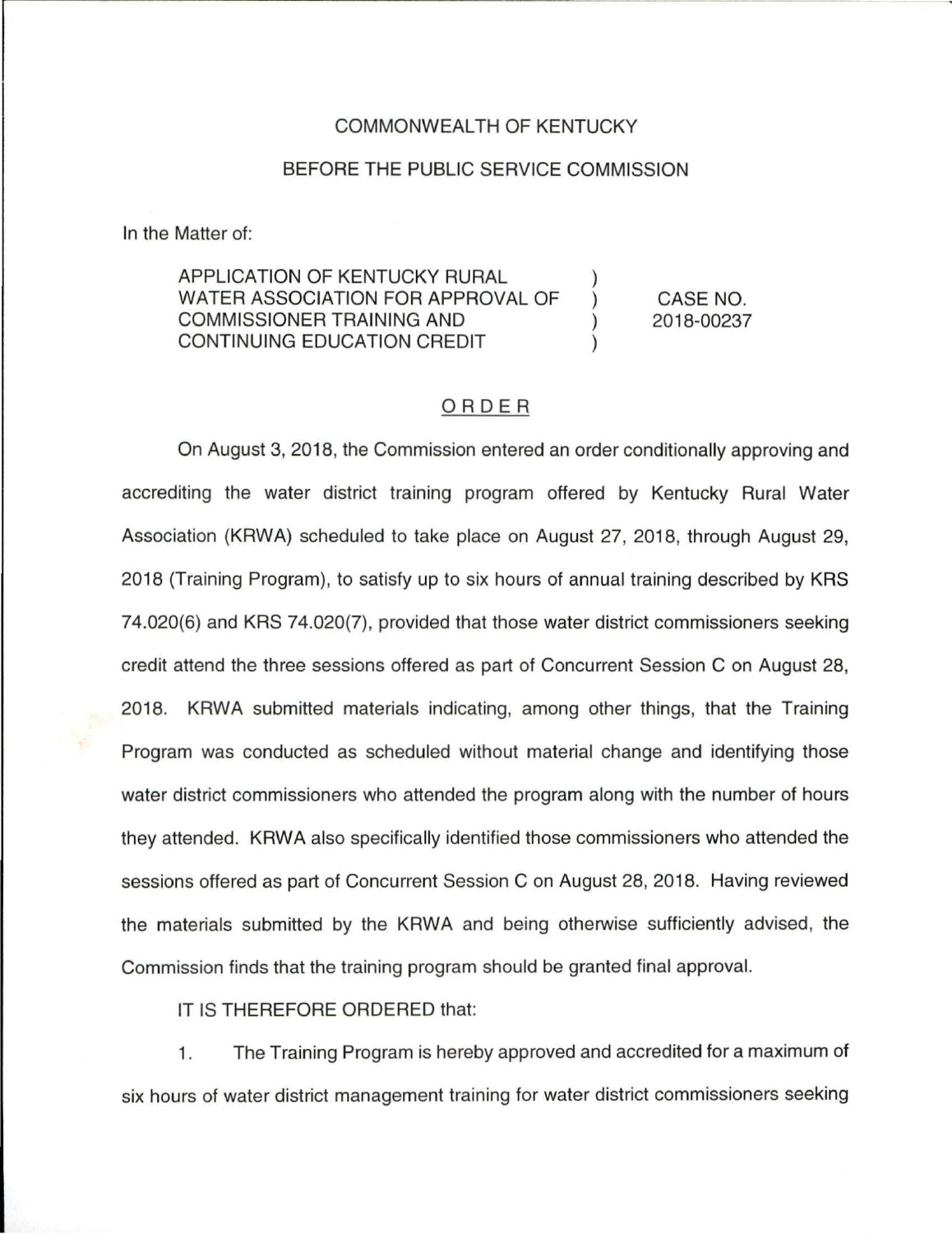COMMONWEALTH OF KENTUCKY

BEFORE THE PUBLIC SERVICE COMMISSION

In the Matter of:

| | | |
|---|---|---|
| APPLICATION OF KENTUCKY RURAL WATER ASSOCIATION FOR APPROVAL OF COMMISSIONER TRAINING AND CONTINUING EDUCATION CREDIT | ) ) ) ) | CASE NO. 2018-00237 |

## ORDER

On August 3, 2018, the Commission entered an order conditionally approving and accrediting the water district training program offered by Kentucky Rural Water Association (KRWA) scheduled to take place on August 27, 2018, through August 29, 2018 (Training Program), to satisfy up to six hours of annual training described by KRS 74.020(6) and KRS 74.020(7), provided that those water district commissioners seeking credit attend the three sessions offered as part of Concurrent Session C on August 28, 2018. KRWA submitted materials indicating, among other things, that the Training Program was conducted as scheduled without material change and identifying those water district commissioners who attended the program along with the number of hours they attended. KRWA also specifically identified those commissioners who attended the sessions offered as part of Concurrent Session C on August 28, 2018. Having reviewed the materials submitted by the KRWA and being otherwise sufficiently advised, the Commission finds that the training program should be granted final approval.

IT IS THEREFORE ORDERED that:

1. The Training Program is hereby approved and accredited for a maximum of six hours of water district management training for water district commissioners seeking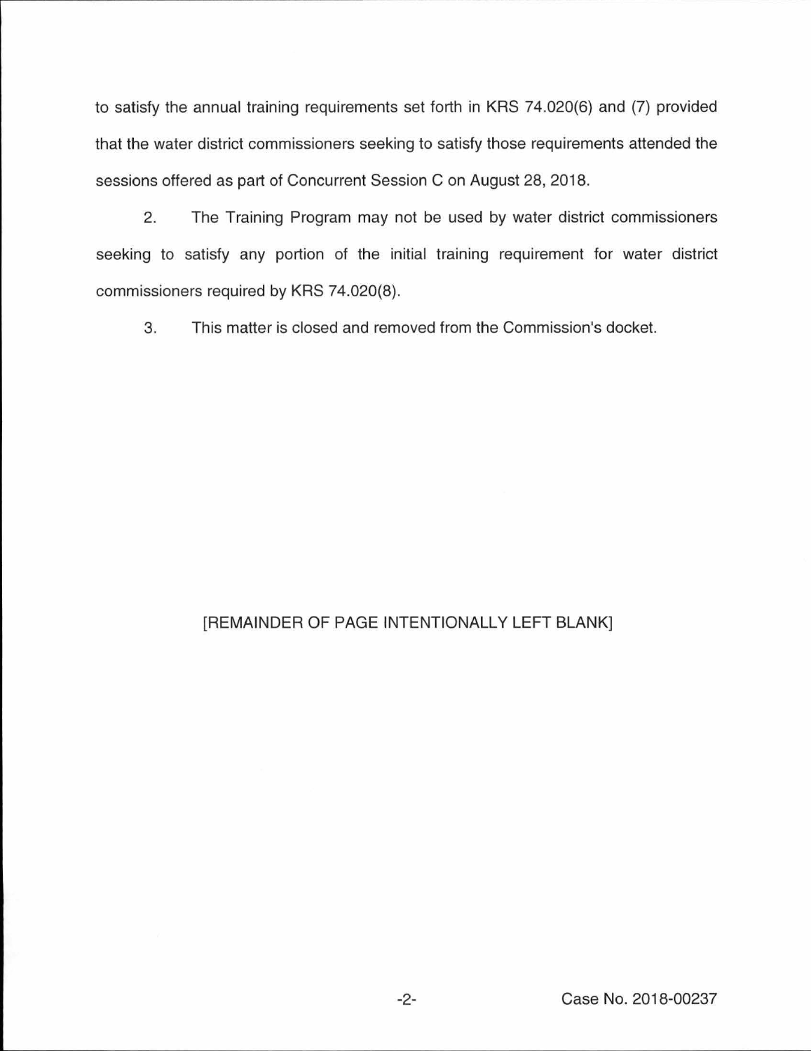to satisfy the annual training requirements set forth in KRS 74.020(6) and (7) provided that the water district commissioners seeking to satisfy those requirements attended the sessions offered as part of Concurrent Session C on August 28, 2018.

2. The Training Program may not be used by water district commissioners seeking to satisfy any portion of the initial training requirement for water district commissioners required by KRS 74.020(8).

3. This matter is closed and removed from the Commission's docket.

[REMAINDER OF PAGE INTENTIONALLY LEFT BLANK]

Case No. 2018-00237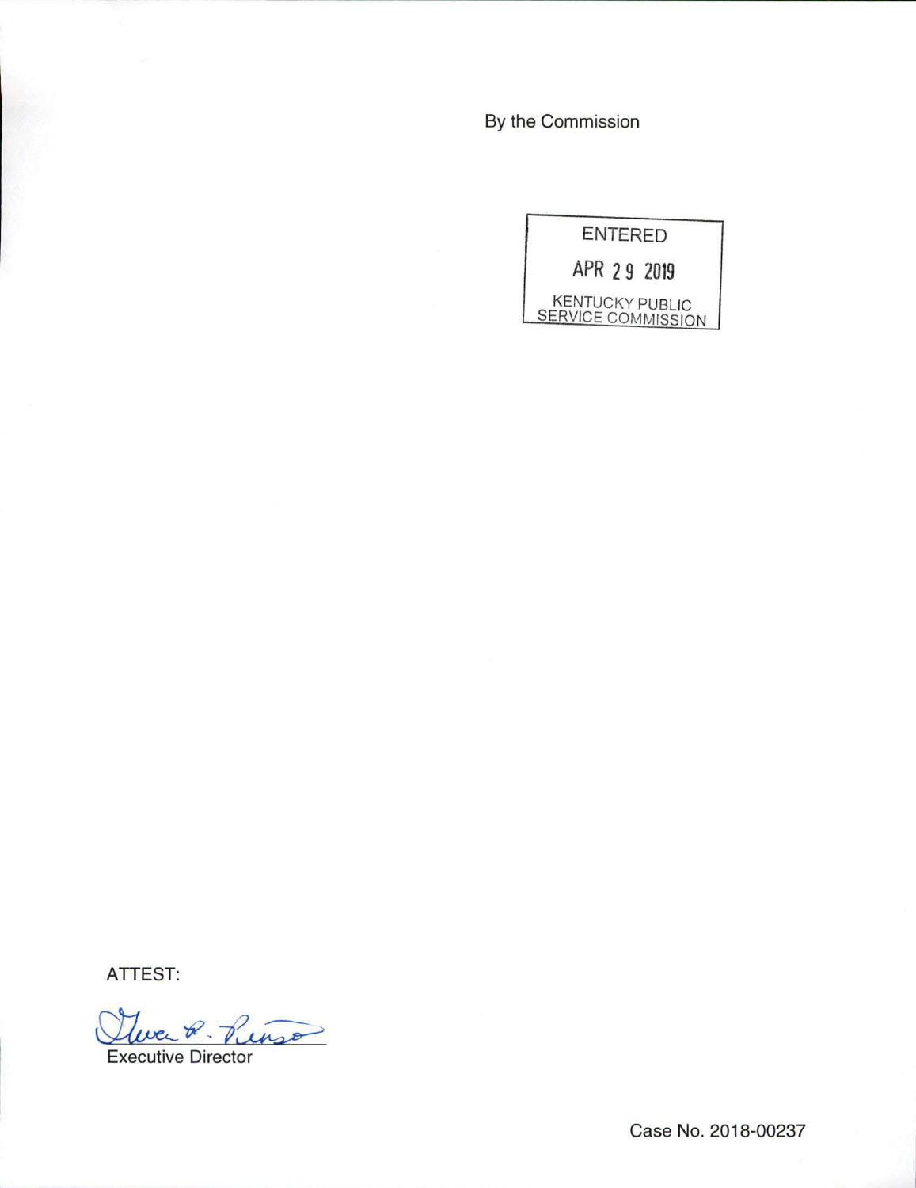By the Commission

ENTERED

APR 29 2019

KENTUCKY PUBLIC SERVICE COMMISSION

ATTEST:

Executive Director

Case No. 2018-00237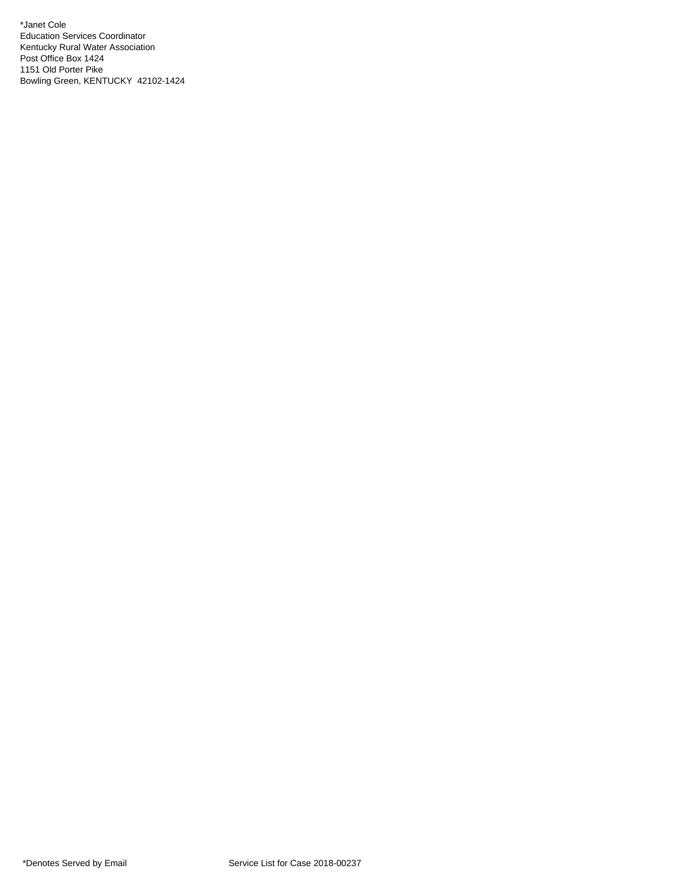*Janet Cole
Education Services Coordinator
Kentucky Rural Water Association
Post Office Box 1424
1151 Old Porter Pike
Bowling Green, KENTUCKY 42102-1424